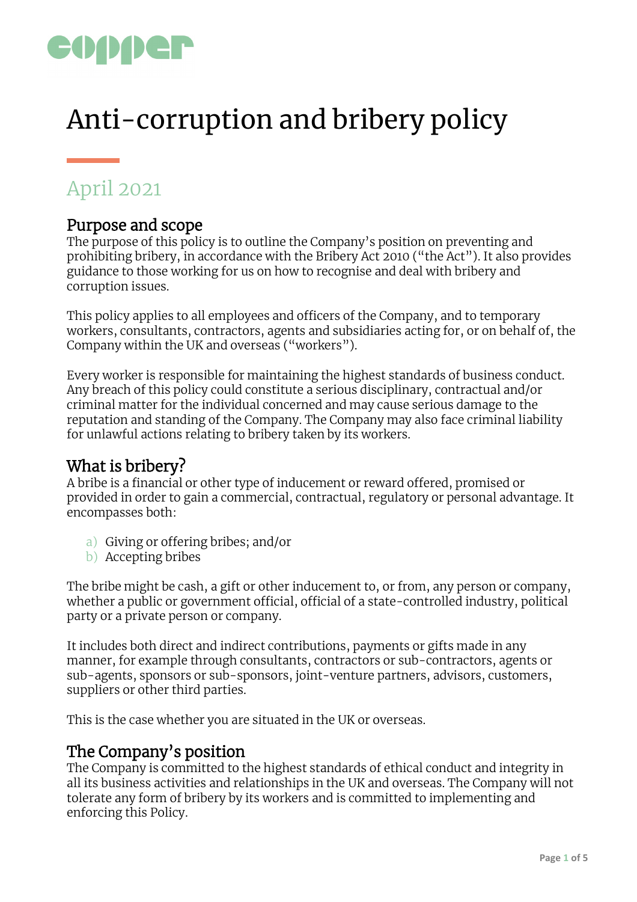copper

# Anti-corruption and bribery policy

## April 2021

### Purpose and scope

The purpose of this policy is to outline the Company's position on preventing and prohibiting bribery, in accordance with the Bribery Act 2010 ("the Act"). It also provides guidance to those working for us on how to recognise and deal with bribery and corruption issues.

This policy applies to all employees and officers of the Company, and to temporary workers, consultants, contractors, agents and subsidiaries acting for, or on behalf of, the Company within the UK and overseas ("workers").

Every worker is responsible for maintaining the highest standards of business conduct. Any breach of this policy could constitute a serious disciplinary, contractual and/or criminal matter for the individual concerned and may cause serious damage to the reputation and standing of the Company. The Company may also face criminal liability for unlawful actions relating to bribery taken by its workers.

### What is bribery?

A bribe is a financial or other type of inducement or reward offered, promised or provided in order to gain a commercial, contractual, regulatory or personal advantage. It encompasses both:

a) Giving or offering bribes; and/or
b) Accepting bribes

The bribe might be cash, a gift or other inducement to, or from, any person or company, whether a public or government official, official of a state-controlled industry, political party or a private person or company.

It includes both direct and indirect contributions, payments or gifts made in any manner, for example through consultants, contractors or sub-contractors, agents or sub-agents, sponsors or sub-sponsors, joint-venture partners, advisors, customers, suppliers or other third parties.

This is the case whether you are situated in the UK or overseas.

### The Company's position

The Company is committed to the highest standards of ethical conduct and integrity in all its business activities and relationships in the UK and overseas. The Company will not tolerate any form of bribery by its workers and is committed to implementing and enforcing this Policy.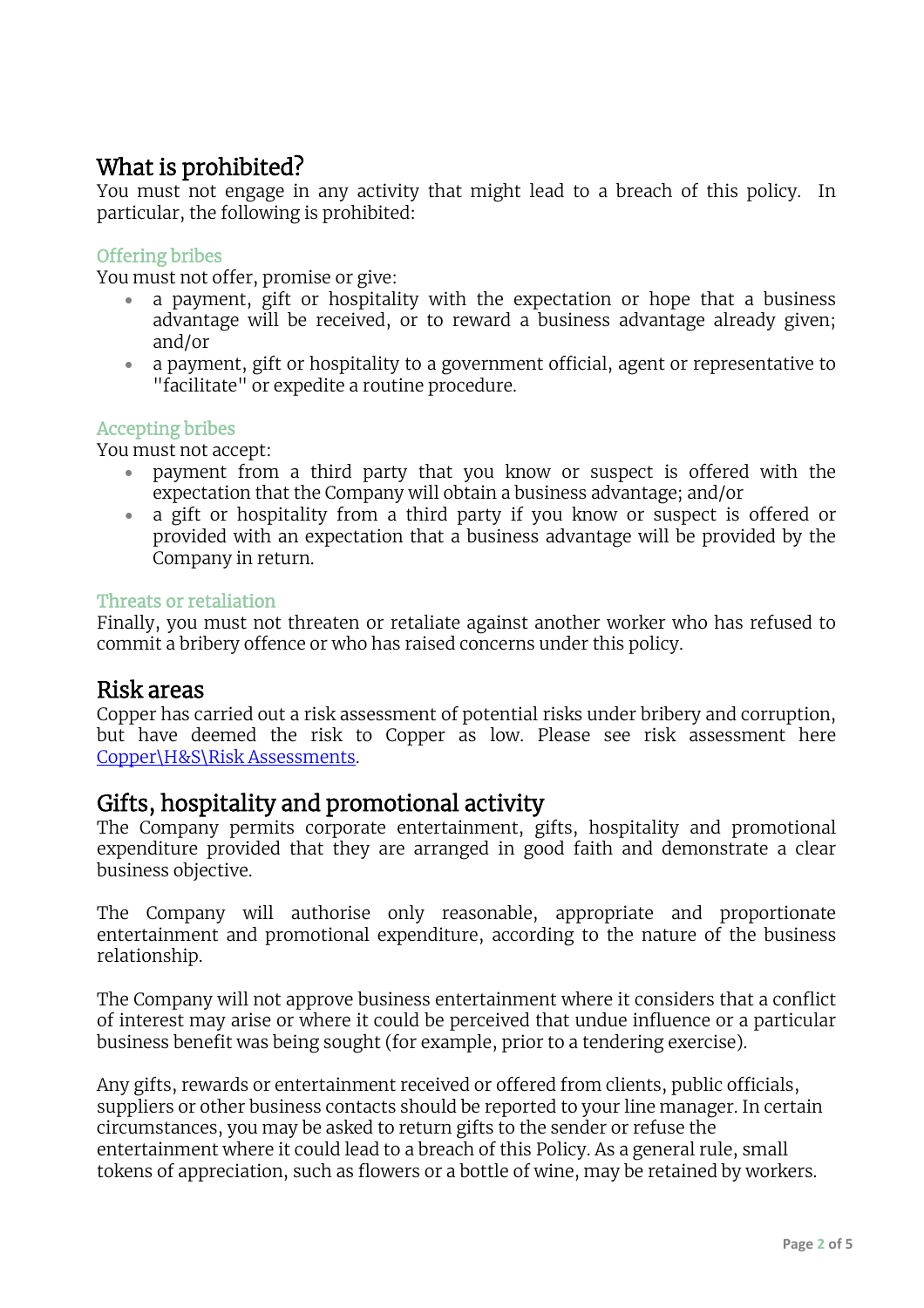## What is prohibited?

You must not engage in any activity that might lead to a breach of this policy. In particular, the following is prohibited:

### Offering bribes

You must not offer, promise or give:

- a payment, gift or hospitality with the expectation or hope that a business advantage will be received, or to reward a business advantage already given; and/or
- a payment, gift or hospitality to a government official, agent or representative to "facilitate" or expedite a routine procedure.

### Accepting bribes

You must not accept:

- payment from a third party that you know or suspect is offered with the expectation that the Company will obtain a business advantage; and/or
- a gift or hospitality from a third party if you know or suspect is offered or provided with an expectation that a business advantage will be provided by the Company in return.

### Threats or retaliation

Finally, you must not threaten or retaliate against another worker who has refused to commit a bribery offence or who has raised concerns under this policy.

## Risk areas

Copper has carried out a risk assessment of potential risks under bribery and corruption, but have deemed the risk to Copper as low. Please see risk assessment here [Copper\H&S\Risk Assessments](Copper\H&S\Risk Assessments).

## Gifts, hospitality and promotional activity

The Company permits corporate entertainment, gifts, hospitality and promotional expenditure provided that they are arranged in good faith and demonstrate a clear business objective.

The Company will authorise only reasonable, appropriate and proportionate entertainment and promotional expenditure, according to the nature of the business relationship.

The Company will not approve business entertainment where it considers that a conflict of interest may arise or where it could be perceived that undue influence or a particular business benefit was being sought (for example, prior to a tendering exercise).

Any gifts, rewards or entertainment received or offered from clients, public officials, suppliers or other business contacts should be reported to your line manager. In certain circumstances, you may be asked to return gifts to the sender or refuse the entertainment where it could lead to a breach of this Policy. As a general rule, small tokens of appreciation, such as flowers or a bottle of wine, may be retained by workers.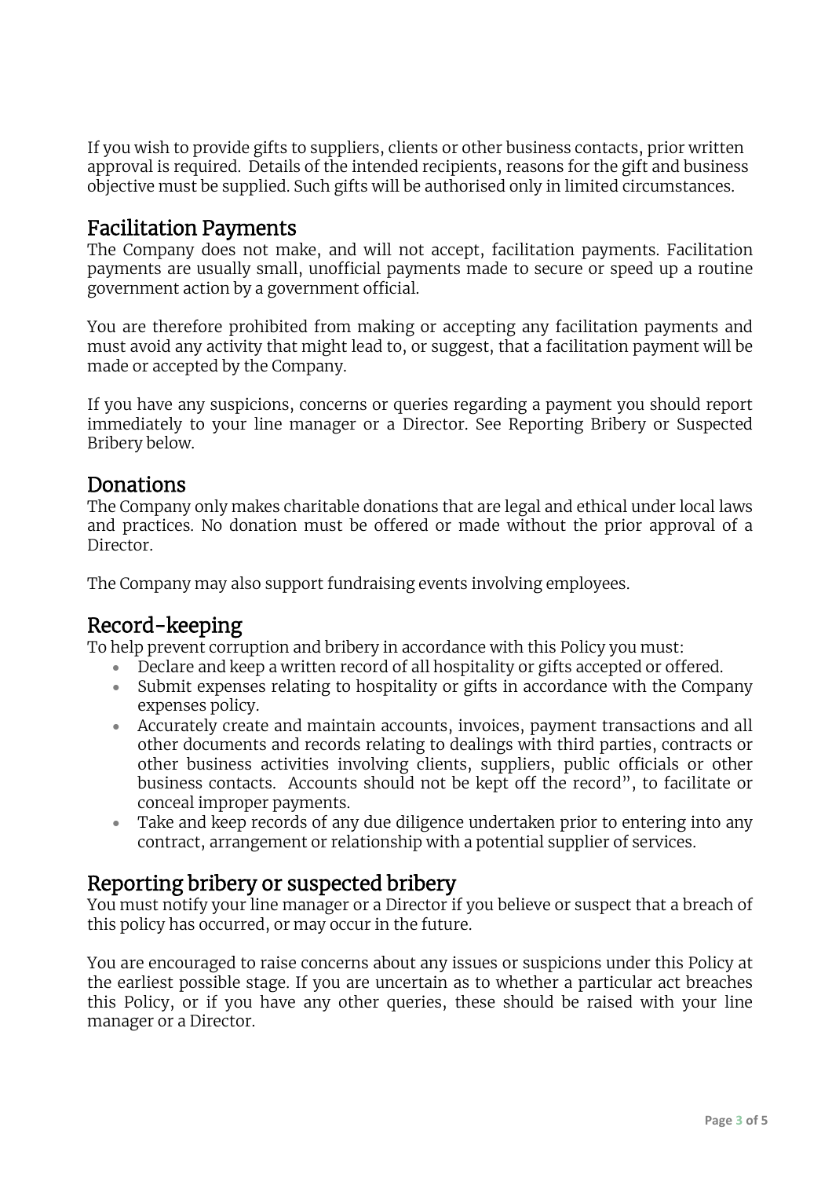If you wish to provide gifts to suppliers, clients or other business contacts, prior written approval is required. Details of the intended recipients, reasons for the gift and business objective must be supplied. Such gifts will be authorised only in limited circumstances.

## Facilitation Payments

The Company does not make, and will not accept, facilitation payments. Facilitation payments are usually small, unofficial payments made to secure or speed up a routine government action by a government official.

You are therefore prohibited from making or accepting any facilitation payments and must avoid any activity that might lead to, or suggest, that a facilitation payment will be made or accepted by the Company.

If you have any suspicions, concerns or queries regarding a payment you should report immediately to your line manager or a Director. See Reporting Bribery or Suspected Bribery below.

## Donations

The Company only makes charitable donations that are legal and ethical under local laws and practices. No donation must be offered or made without the prior approval of a Director.

The Company may also support fundraising events involving employees.

## Record-keeping

To help prevent corruption and bribery in accordance with this Policy you must:

- Declare and keep a written record of all hospitality or gifts accepted or offered.
- Submit expenses relating to hospitality or gifts in accordance with the Company expenses policy.
- Accurately create and maintain accounts, invoices, payment transactions and all other documents and records relating to dealings with third parties, contracts or other business activities involving clients, suppliers, public officials or other business contacts. Accounts should not be kept off the record", to facilitate or conceal improper payments.
- Take and keep records of any due diligence undertaken prior to entering into any contract, arrangement or relationship with a potential supplier of services.

## Reporting bribery or suspected bribery

You must notify your line manager or a Director if you believe or suspect that a breach of this policy has occurred, or may occur in the future.

You are encouraged to raise concerns about any issues or suspicions under this Policy at the earliest possible stage. If you are uncertain as to whether a particular act breaches this Policy, or if you have any other queries, these should be raised with your line manager or a Director.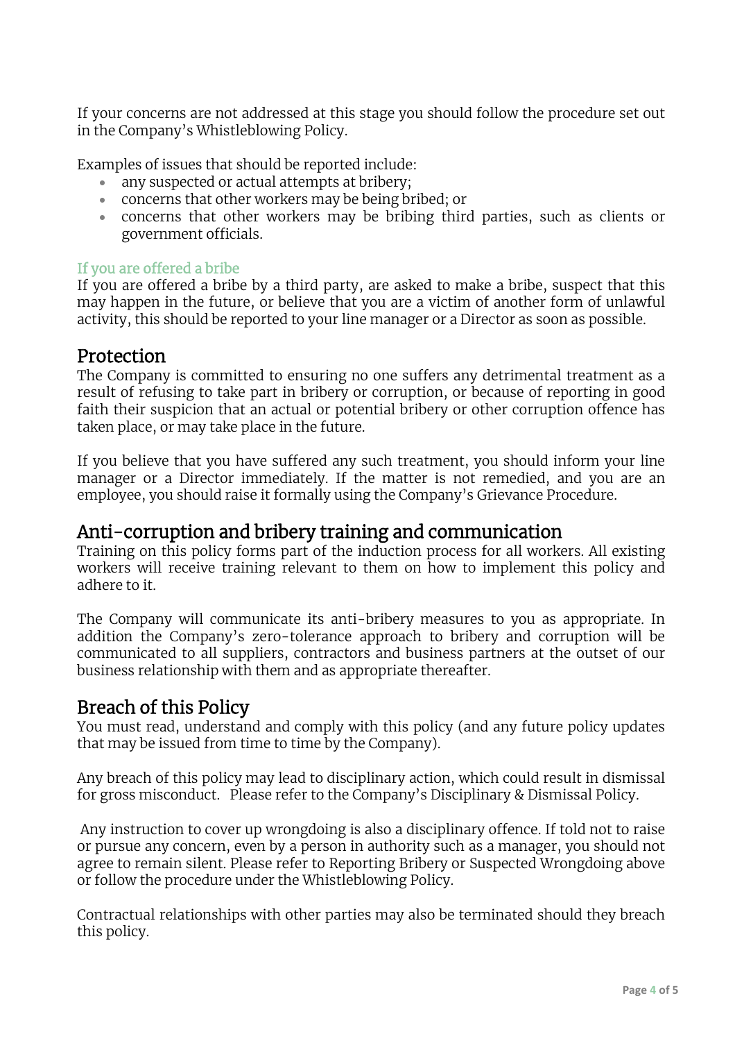If your concerns are not addressed at this stage you should follow the procedure set out in the Company's Whistleblowing Policy.

Examples of issues that should be reported include:

- any suspected or actual attempts at bribery;
- concerns that other workers may be being bribed; or
- concerns that other workers may be bribing third parties, such as clients or government officials.

### If you are offered a bribe

If you are offered a bribe by a third party, are asked to make a bribe, suspect that this may happen in the future, or believe that you are a victim of another form of unlawful activity, this should be reported to your line manager or a Director as soon as possible.

## Protection

The Company is committed to ensuring no one suffers any detrimental treatment as a result of refusing to take part in bribery or corruption, or because of reporting in good faith their suspicion that an actual or potential bribery or other corruption offence has taken place, or may take place in the future.

If you believe that you have suffered any such treatment, you should inform your line manager or a Director immediately. If the matter is not remedied, and you are an employee, you should raise it formally using the Company's Grievance Procedure.

## Anti-corruption and bribery training and communication

Training on this policy forms part of the induction process for all workers. All existing workers will receive training relevant to them on how to implement this policy and adhere to it.

The Company will communicate its anti-bribery measures to you as appropriate. In addition the Company's zero-tolerance approach to bribery and corruption will be communicated to all suppliers, contractors and business partners at the outset of our business relationship with them and as appropriate thereafter.

## Breach of this Policy

You must read, understand and comply with this policy (and any future policy updates that may be issued from time to time by the Company).

Any breach of this policy may lead to disciplinary action, which could result in dismissal for gross misconduct. Please refer to the Company's Disciplinary & Dismissal Policy.

Any instruction to cover up wrongdoing is also a disciplinary offence. If told not to raise or pursue any concern, even by a person in authority such as a manager, you should not agree to remain silent. Please refer to Reporting Bribery or Suspected Wrongdoing above or follow the procedure under the Whistleblowing Policy.

Contractual relationships with other parties may also be terminated should they breach this policy.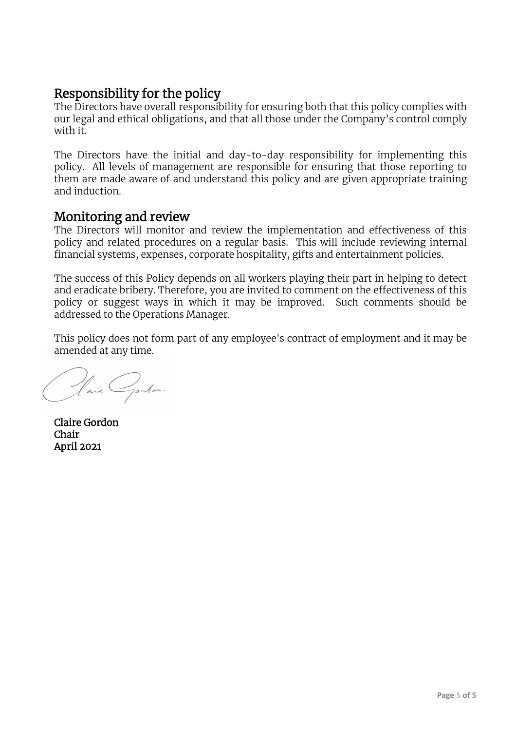## Responsibility for the policy

The Directors have overall responsibility for ensuring both that this policy complies with our legal and ethical obligations, and that all those under the Company's control comply with it.

The Directors have the initial and day-to-day responsibility for implementing this policy. All levels of management are responsible for ensuring that those reporting to them are made aware of and understand this policy and are given appropriate training and induction.

## Monitoring and review

The Directors will monitor and review the implementation and effectiveness of this policy and related procedures on a regular basis. This will include reviewing internal financial systems, expenses, corporate hospitality, gifts and entertainment policies.

The success of this Policy depends on all workers playing their part in helping to detect and eradicate bribery. Therefore, you are invited to comment on the effectiveness of this policy or suggest ways in which it may be improved. Such comments should be addressed to the Operations Manager.

This policy does not form part of any employee's contract of employment and it may be amended at any time.

Claire Gordon
Chair
April 2021